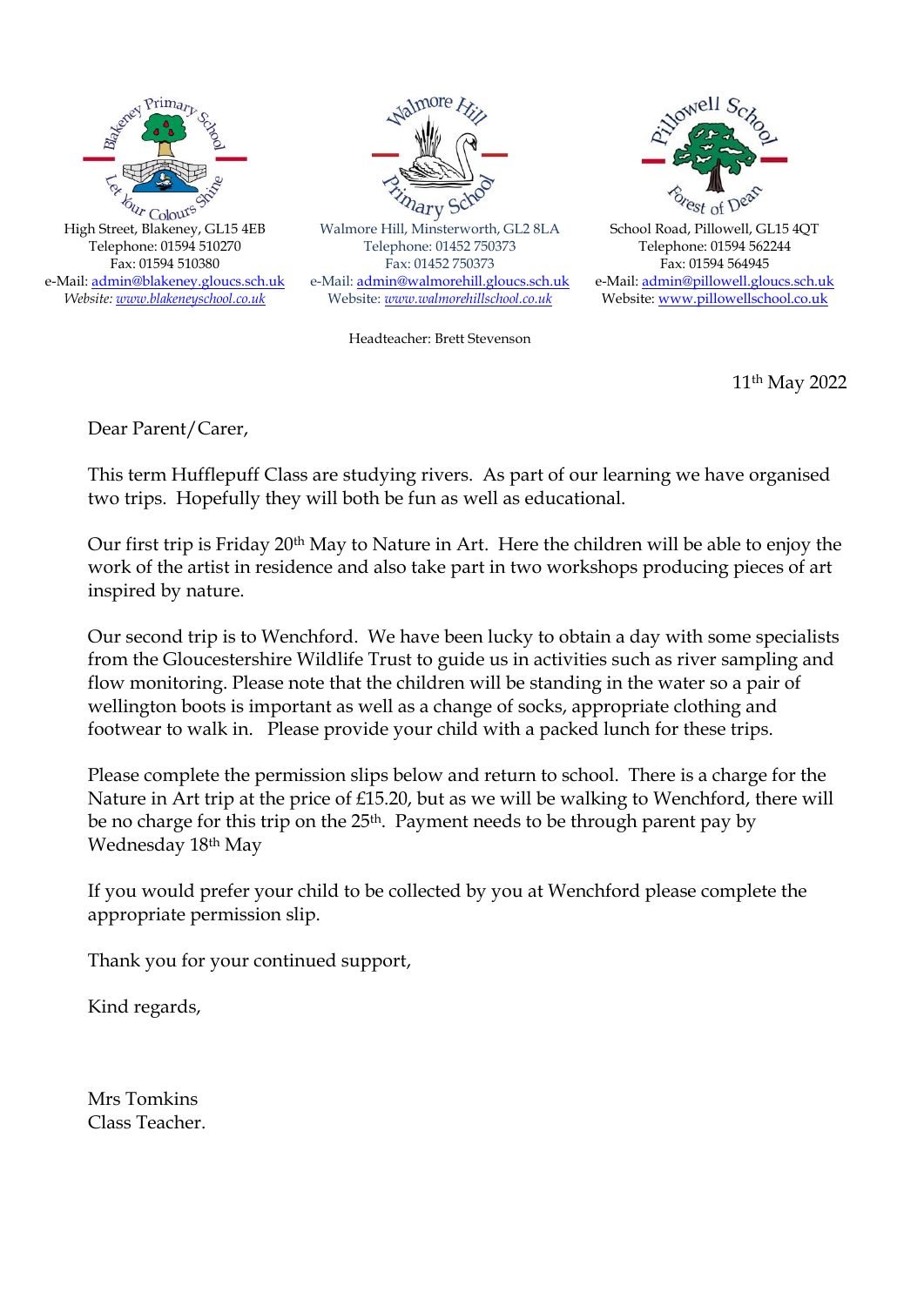Blakeney Primary School — Let Your Colours Shine
High Street, Blakeney, GL15 4EB
Telephone: 01594 510270
Fax: 01594 510380
e-Mail: admin@blakeney.gloucs.sch.uk
*Website: www.blakeneyschool.co.uk*

Walmore Hill Primary School
Walmore Hill, Minsterworth, GL2 8LA
Telephone: 01452 750373
Fax: 01452 750373
e-Mail: admin@walmorehill.gloucs.sch.uk
Website: *www.walmorehillschool.co.uk*

Pillowell School — Forest of Dean
School Road, Pillowell, GL15 4QT
Telephone: 01594 562244
Fax: 01594 564945
e-Mail: admin@pillowell.gloucs.sch.uk
Website: www.pillowellschool.co.uk

Headteacher: Brett Stevenson

11th May 2022

Dear Parent/Carer,

This term Hufflepuff Class are studying rivers. As part of our learning we have organised two trips. Hopefully they will both be fun as well as educational.

Our first trip is Friday 20th May to Nature in Art. Here the children will be able to enjoy the work of the artist in residence and also take part in two workshops producing pieces of art inspired by nature.

Our second trip is to Wenchford. We have been lucky to obtain a day with some specialists from the Gloucestershire Wildlife Trust to guide us in activities such as river sampling and flow monitoring. Please note that the children will be standing in the water so a pair of wellington boots is important as well as a change of socks, appropriate clothing and footwear to walk in. Please provide your child with a packed lunch for these trips.

Please complete the permission slips below and return to school. There is a charge for the Nature in Art trip at the price of £15.20, but as we will be walking to Wenchford, there will be no charge for this trip on the 25th. Payment needs to be through parent pay by Wednesday 18th May

If you would prefer your child to be collected by you at Wenchford please complete the appropriate permission slip.

Thank you for your continued support,

Kind regards,

Mrs Tomkins
Class Teacher.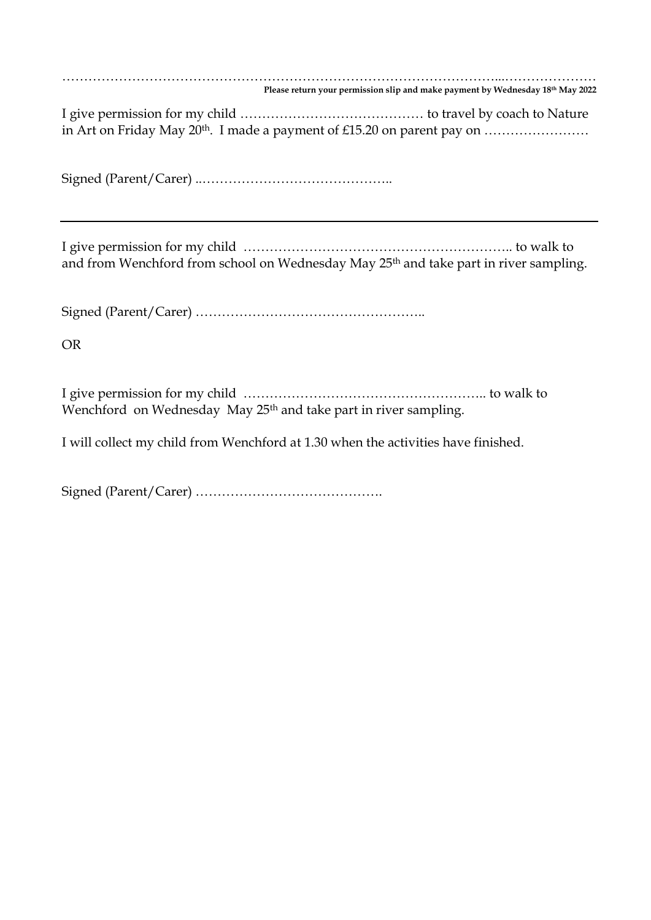…………………………………………………………………………………………...…………………

**Please return your permission slip and make payment by Wednesday 18th May 2022**

I give permission for my child …………………………………… to travel by coach to Nature in Art on Friday May 20th. I made a payment of £15.20 on parent pay on ……………………

Signed (Parent/Carer) ..……………………………………..

---

I give permission for my child …………………………………………………….. to walk to and from Wenchford from school on Wednesday May 25th and take part in river sampling.

Signed (Parent/Carer) ……………………………………………..

OR

I give permission for my child ……………………………………………….. to walk to Wenchford on Wednesday May 25th and take part in river sampling.

I will collect my child from Wenchford at 1.30 when the activities have finished.

Signed (Parent/Carer) …………………………………….